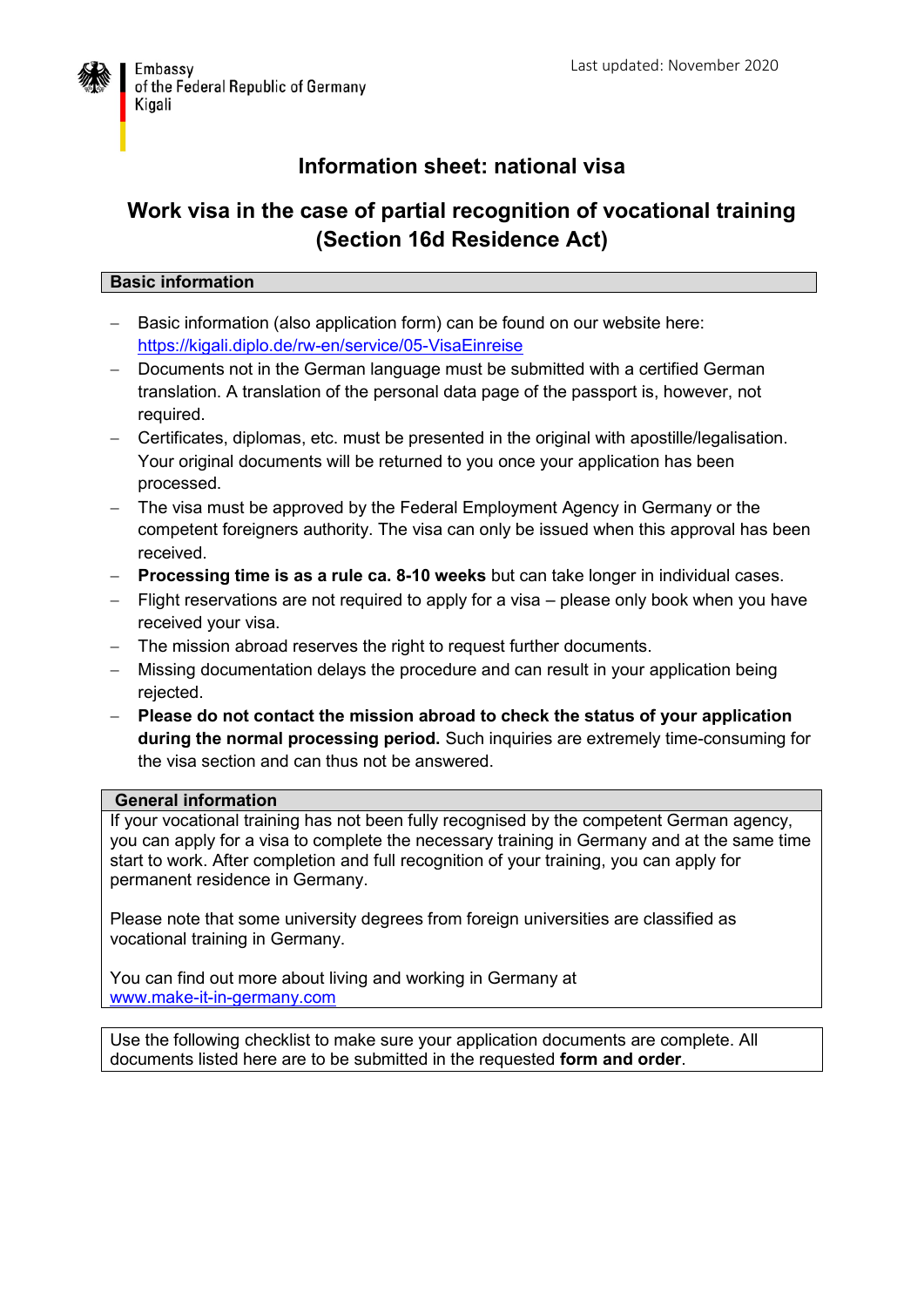Embassy
of the Federal Republic of Germany
Kigali

Last updated: November 2020

# Information sheet: national visa

## Work visa in the case of partial recognition of vocational training (Section 16d Residence Act)

### Basic information

- Basic information (also application form) can be found on our website here: [https://kigali.diplo.de/rw-en/service/05-VisaEinreise](https://kigali.diplo.de/rw-en/service/05-VisaEinreise)
- Documents not in the German language must be submitted with a certified German translation. A translation of the personal data page of the passport is, however, not required.
- Certificates, diplomas, etc. must be presented in the original with apostille/legalisation. Your original documents will be returned to you once your application has been processed.
- The visa must be approved by the Federal Employment Agency in Germany or the competent foreigners authority. The visa can only be issued when this approval has been received.
- **Processing time is as a rule ca. 8-10 weeks** but can take longer in individual cases.
- Flight reservations are not required to apply for a visa – please only book when you have received your visa.
- The mission abroad reserves the right to request further documents.
- Missing documentation delays the procedure and can result in your application being rejected.
- **Please do not contact the mission abroad to check the status of your application during the normal processing period.** Such inquiries are extremely time-consuming for the visa section and can thus not be answered.

### General information

If your vocational training has not been fully recognised by the competent German agency, you can apply for a visa to complete the necessary training in Germany and at the same time start to work. After completion and full recognition of your training, you can apply for permanent residence in Germany.

Please note that some university degrees from foreign universities are classified as vocational training in Germany.

You can find out more about living and working in Germany at [www.make-it-in-germany.com](www.make-it-in-germany.com)

Use the following checklist to make sure your application documents are complete. All documents listed here are to be submitted in the requested **form and order**.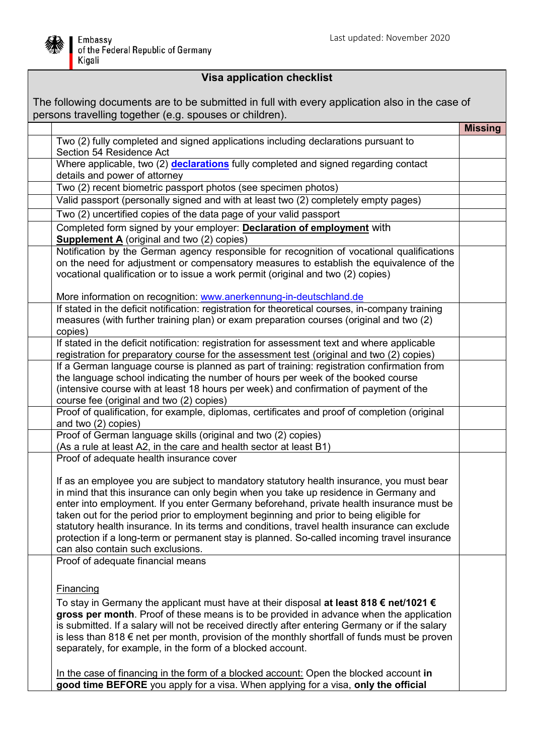Embassy
of the Federal Republic of Germany
Kigali

Last updated: November 2020

## Visa application checklist

The following documents are to be submitted in full with every application also in the case of persons travelling together (e.g. spouses or children).

| | | Missing |
|---|---|---|
| | Two (2) fully completed and signed applications including declarations pursuant to Section 54 Residence Act | |
| | Where applicable, two (2) **declarations** fully completed and signed regarding contact details and power of attorney | |
| | Two (2) recent biometric passport photos (see specimen photos) | |
| | Valid passport (personally signed and with at least two (2) completely empty pages) | |
| | Two (2) uncertified copies of the data page of your valid passport | |
| | Completed form signed by your employer: **Declaration of employment** with **Supplement A** (original and two (2) copies) | |
| | Notification by the German agency responsible for recognition of vocational qualifications on the need for adjustment or compensatory measures to establish the equivalence of the vocational qualification or to issue a work permit (original and two (2) copies)<br><br>More information on recognition: www.anerkennung-in-deutschland.de | |
| | If stated in the deficit notification: registration for theoretical courses, in-company training measures (with further training plan) or exam preparation courses (original and two (2) copies) | |
| | If stated in the deficit notification: registration for assessment text and where applicable registration for preparatory course for the assessment test (original and two (2) copies) | |
| | If a German language course is planned as part of training: registration confirmation from the language school indicating the number of hours per week of the booked course (intensive course with at least 18 hours per week) and confirmation of payment of the course fee (original and two (2) copies) | |
| | Proof of qualification, for example, diplomas, certificates and proof of completion (original and two (2) copies) | |
| | Proof of German language skills (original and two (2) copies)<br>(As a rule at least A2, in the care and health sector at least B1) | |
| | Proof of adequate health insurance cover<br><br>If as an employee you are subject to mandatory statutory health insurance, you must bear in mind that this insurance can only begin when you take up residence in Germany and enter into employment. If you enter Germany beforehand, private health insurance must be taken out for the period prior to employment beginning and prior to being eligible for statutory health insurance. In its terms and conditions, travel health insurance can exclude protection if a long-term or permanent stay is planned. So-called incoming travel insurance can also contain such exclusions. | |
| | Proof of adequate financial means<br><br>Financing<br>To stay in Germany the applicant must have at their disposal **at least 818 € net/1021 € gross per month**. Proof of these means is to be provided in advance when the application is submitted. If a salary will not be received directly after entering Germany or if the salary is less than 818 € net per month, provision of the monthly shortfall of funds must be proven separately, for example, in the form of a blocked account.<br><br>In the case of financing in the form of a blocked account: Open the blocked account **in good time BEFORE** you apply for a visa. When applying for a visa, **only the official** | |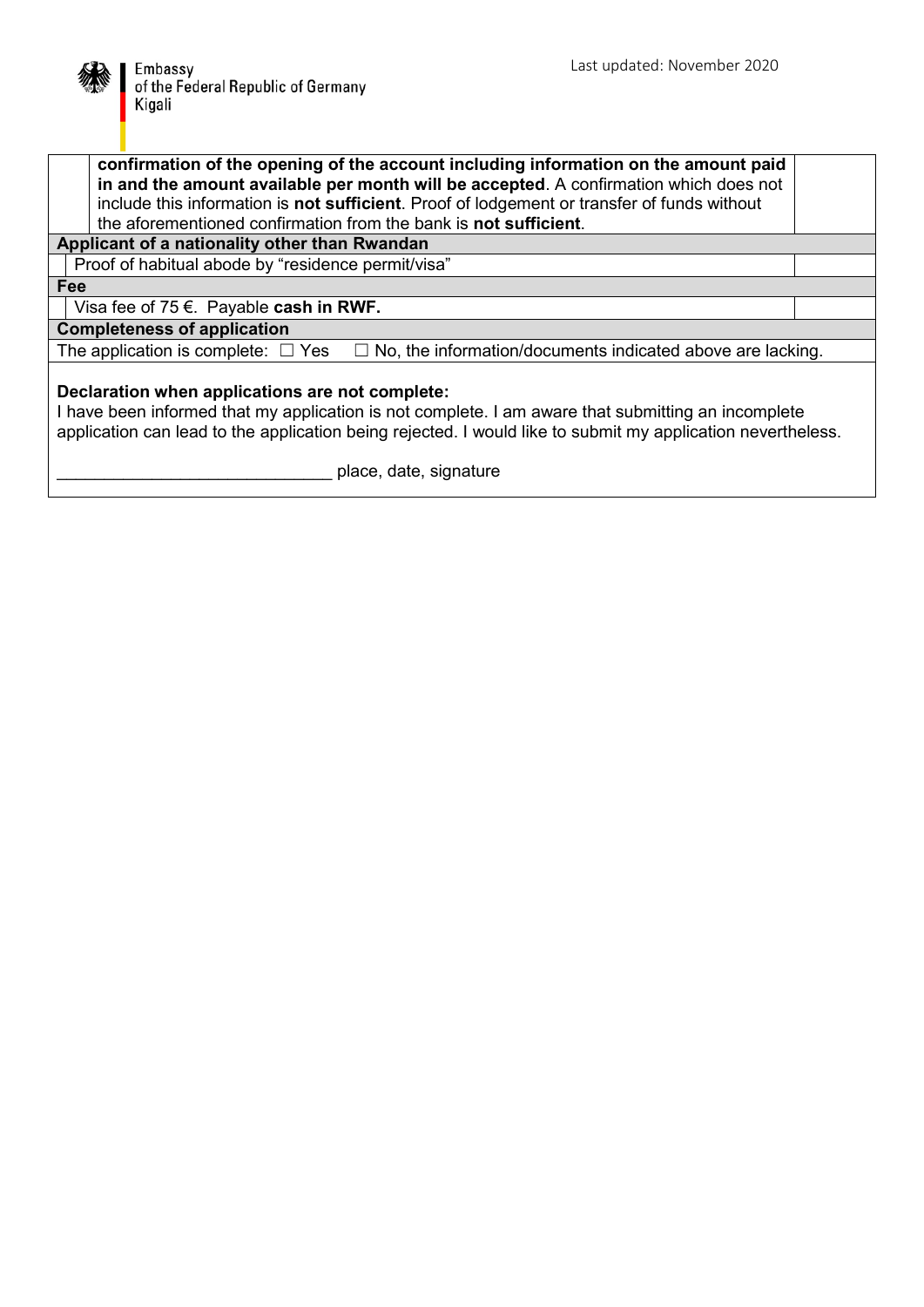| | | |
|---|---|---|
| | **confirmation of the opening of the account including information on the amount paid in and the amount available per month will be accepted**. A confirmation which does not include this information is **not sufficient**. Proof of lodgement or transfer of funds without the aforementioned confirmation from the bank is **not sufficient**. | |
| **Applicant of a nationality other than Rwandan** | | |
| | Proof of habitual abode by “residence permit/visa” | |
| **Fee** | | |
| | Visa fee of 75 €. Payable **cash in RWF.** | |
| **Completeness of application** | | |
| The application is complete: ☐ Yes ☐ No, the information/documents indicated above are lacking. | | |

**Declaration when applications are not complete:**

I have been informed that my application is not complete. I am aware that submitting an incomplete application can lead to the application being rejected. I would like to submit my application nevertheless.

_____________________________ place, date, signature